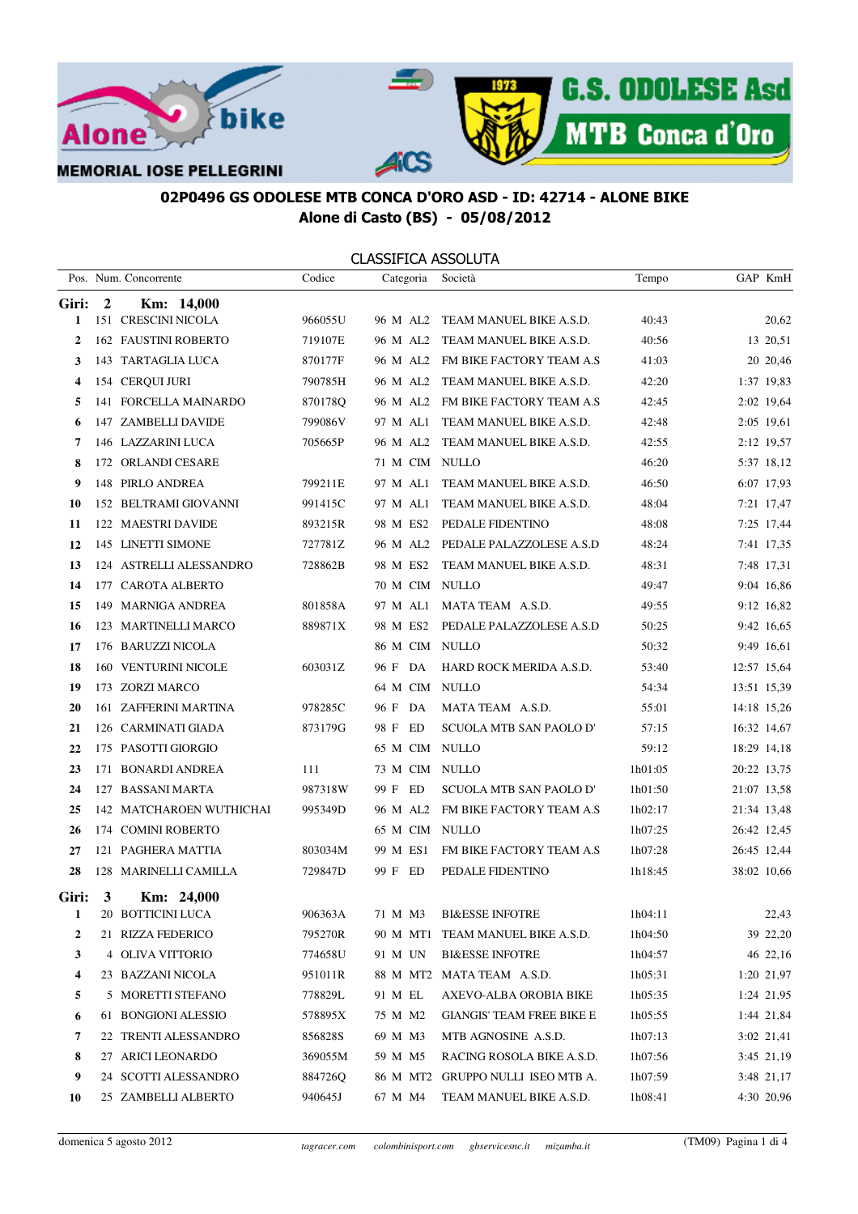MEMORIAL IOSE PELLEGRINI

G.S. ODOLESE Asd MTB Conca d'Oro

## 02P0496 GS ODOLESE MTB CONCA D'ORO ASD - ID: 42714 - ALONE BIKE
## Alone di Casto (BS) - 05/08/2012

### CLASSIFICA ASSOLUTA

| Pos. | Num. | Concorrente | Codice | Categoria | | | Società | Tempo | GAP | KmH |
|---|---|---|---|---|---|---|---|---|---|---|
| **Giri: 2** | | **Km: 14,000** | | | | | | | | |
| **1** | 151 | CRESCINI NICOLA | 966055U | 96 | M | AL2 | TEAM MANUEL BIKE A.S.D. | 40:43 | | 20,62 |
| **2** | 162 | FAUSTINI ROBERTO | 719107E | 96 | M | AL2 | TEAM MANUEL BIKE A.S.D. | 40:56 | 13 | 20,51 |
| **3** | 143 | TARTAGLIA LUCA | 870177F | 96 | M | AL2 | FM BIKE FACTORY TEAM A.S | 41:03 | 20 | 20,46 |
| **4** | 154 | CERQUI JURI | 790785H | 96 | M | AL2 | TEAM MANUEL BIKE A.S.D. | 42:20 | 1:37 | 19,83 |
| **5** | 141 | FORCELLA MAINARDO | 870178Q | 96 | M | AL2 | FM BIKE FACTORY TEAM A.S | 42:45 | 2:02 | 19,64 |
| **6** | 147 | ZAMBELLI DAVIDE | 799086V | 97 | M | AL1 | TEAM MANUEL BIKE A.S.D. | 42:48 | 2:05 | 19,61 |
| **7** | 146 | LAZZARINI LUCA | 705665P | 96 | M | AL2 | TEAM MANUEL BIKE A.S.D. | 42:55 | 2:12 | 19,57 |
| **8** | 172 | ORLANDI CESARE | | 71 | M | CIM | NULLO | 46:20 | 5:37 | 18,12 |
| **9** | 148 | PIRLO ANDREA | 799211E | 97 | M | AL1 | TEAM MANUEL BIKE A.S.D. | 46:50 | 6:07 | 17,93 |
| **10** | 152 | BELTRAMI GIOVANNI | 991415C | 97 | M | AL1 | TEAM MANUEL BIKE A.S.D. | 48:04 | 7:21 | 17,47 |
| **11** | 122 | MAESTRI DAVIDE | 893215R | 98 | M | ES2 | PEDALE FIDENTINO | 48:08 | 7:25 | 17,44 |
| **12** | 145 | LINETTI SIMONE | 727781Z | 96 | M | AL2 | PEDALE PALAZZOLESE A.S.D | 48:24 | 7:41 | 17,35 |
| **13** | 124 | ASTRELLI ALESSANDRO | 728862B | 98 | M | ES2 | TEAM MANUEL BIKE A.S.D. | 48:31 | 7:48 | 17,31 |
| **14** | 177 | CAROTA ALBERTO | | 70 | M | CIM | NULLO | 49:47 | 9:04 | 16,86 |
| **15** | 149 | MARNIGA ANDREA | 801858A | 97 | M | AL1 | MATA TEAM A.S.D. | 49:55 | 9:12 | 16,82 |
| **16** | 123 | MARTINELLI MARCO | 889871X | 98 | M | ES2 | PEDALE PALAZZOLESE A.S.D | 50:25 | 9:42 | 16,65 |
| **17** | 176 | BARUZZI NICOLA | | 86 | M | CIM | NULLO | 50:32 | 9:49 | 16,61 |
| **18** | 160 | VENTURINI NICOLE | 603031Z | 96 | F | DA | HARD ROCK MERIDA A.S.D. | 53:40 | 12:57 | 15,64 |
| **19** | 173 | ZORZI MARCO | | 64 | M | CIM | NULLO | 54:34 | 13:51 | 15,39 |
| **20** | 161 | ZAFFERINI MARTINA | 978285C | 96 | F | DA | MATA TEAM A.S.D. | 55:01 | 14:18 | 15,26 |
| **21** | 126 | CARMINATI GIADA | 873179G | 98 | F | ED | SCUOLA MTB SAN PAOLO D' | 57:15 | 16:32 | 14,67 |
| **22** | 175 | PASOTTI GIORGIO | | 65 | M | CIM | NULLO | 59:12 | 18:29 | 14,18 |
| **23** | 171 | BONARDI ANDREA | 111 | 73 | M | CIM | NULLO | 1h01:05 | 20:22 | 13,75 |
| **24** | 127 | BASSANI MARTA | 987318W | 99 | F | ED | SCUOLA MTB SAN PAOLO D' | 1h01:50 | 21:07 | 13,58 |
| **25** | 142 | MATCHAROEN WUTHICHAI | 995349D | 96 | M | AL2 | FM BIKE FACTORY TEAM A.S | 1h02:17 | 21:34 | 13,48 |
| **26** | 174 | COMINI ROBERTO | | 65 | M | CIM | NULLO | 1h07:25 | 26:42 | 12,45 |
| **27** | 121 | PAGHERA MATTIA | 803034M | 99 | M | ES1 | FM BIKE FACTORY TEAM A.S | 1h07:28 | 26:45 | 12,44 |
| **28** | 128 | MARINELLI CAMILLA | 729847D | 99 | F | ED | PEDALE FIDENTINO | 1h18:45 | 38:02 | 10,66 |
| **Giri: 3** | | **Km: 24,000** | | | | | | | | |
| **1** | 20 | BOTTICINI LUCA | 906363A | 71 | M | M3 | BI&ESSE INFOTRE | 1h04:11 | | 22,43 |
| **2** | 21 | RIZZA FEDERICO | 795270R | 90 | M | MT1 | TEAM MANUEL BIKE A.S.D. | 1h04:50 | 39 | 22,20 |
| **3** | 4 | OLIVA VITTORIO | 774658U | 91 | M | UN | BI&ESSE INFOTRE | 1h04:57 | 46 | 22,16 |
| **4** | 23 | BAZZANI NICOLA | 951011R | 88 | M | MT2 | MATA TEAM A.S.D. | 1h05:31 | 1:20 | 21,97 |
| **5** | 5 | MORETTI STEFANO | 778829L | 91 | M | EL | AXEVO-ALBA OROBIA BIKE | 1h05:35 | 1:24 | 21,95 |
| **6** | 61 | BONGIONI ALESSIO | 578895X | 75 | M | M2 | GIANGIS' TEAM FREE BIKE E | 1h05:55 | 1:44 | 21,84 |
| **7** | 22 | TRENTI ALESSANDRO | 856828S | 69 | M | M3 | MTB AGNOSINE A.S.D. | 1h07:13 | 3:02 | 21,41 |
| **8** | 27 | ARICI LEONARDO | 369055M | 59 | M | M5 | RACING ROSOLA BIKE A.S.D. | 1h07:56 | 3:45 | 21,19 |
| **9** | 24 | SCOTTI ALESSANDRO | 884726Q | 86 | M | MT2 | GRUPPO NULLI ISEO MTB A. | 1h07:59 | 3:48 | 21,17 |
| **10** | 25 | ZAMBELLI ALBERTO | 940645J | 67 | M | M4 | TEAM MANUEL BIKE A.S.D. | 1h08:41 | 4:30 | 20,96 |

domenica 5 agosto 2012 — *tagracer.com* *colombinisport.com* *gbservicesnc.it* *mizamba.it* — (TM09)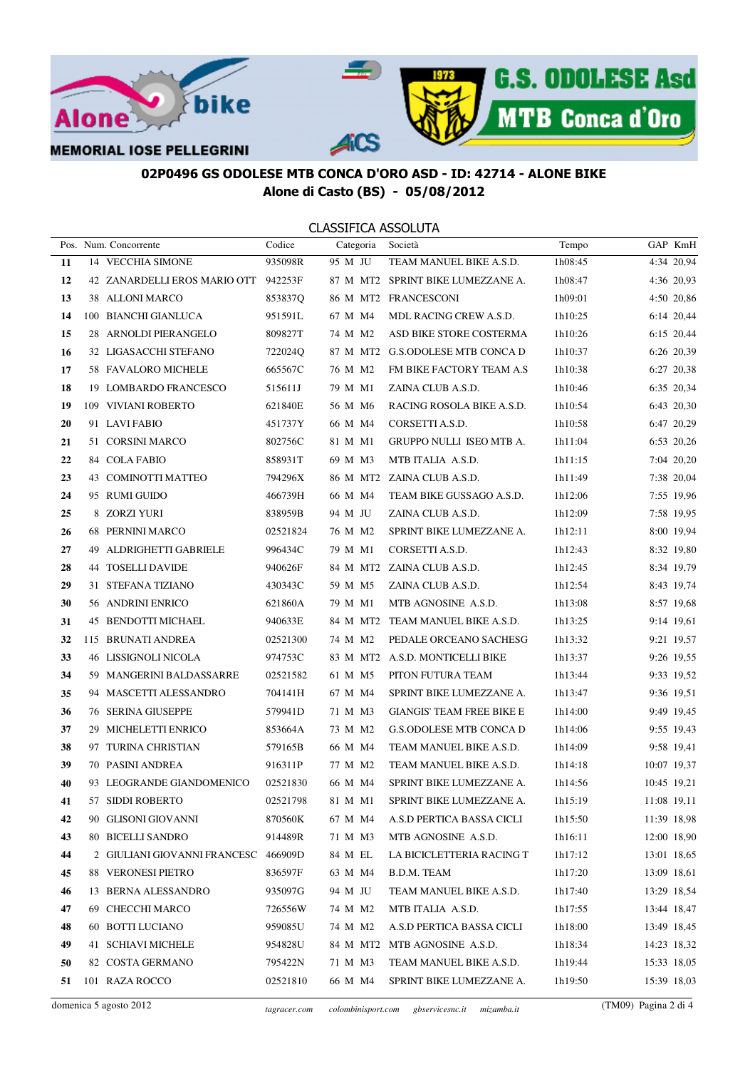MEMORIAL IOSE PELLEGRINI

**02P0496 GS ODOLESE MTB CONCA D'ORO ASD - ID: 42714 - ALONE BIKE**
**Alone di Casto (BS) - 05/08/2012**

CLASSIFICA ASSOLUTA

| Pos. | Num. | Concorrente | Codice | Categoria | | | Società | Tempo | GAP | KmH |
|---|---|---|---|---|---|---|---|---|---|---|
| 11 | 14 | VECCHIA SIMONE | 935098R | 95 | M | JU | TEAM MANUEL BIKE A.S.D. | 1h08:45 | 4:34 | 20,94 |
| 12 | 42 | ZANARDELLI EROS MARIO OTT | 942253F | 87 | M | MT2 | SPRINT BIKE LUMEZZANE A. | 1h08:47 | 4:36 | 20,93 |
| 13 | 38 | ALLONI MARCO | 853837Q | 86 | M | MT2 | FRANCESCONI | 1h09:01 | 4:50 | 20,86 |
| 14 | 100 | BIANCHI GIANLUCA | 951591L | 67 | M | M4 | MDL RACING CREW A.S.D. | 1h10:25 | 6:14 | 20,44 |
| 15 | 28 | ARNOLDI PIERANGELO | 809827T | 74 | M | M2 | ASD BIKE STORE COSTERMA | 1h10:26 | 6:15 | 20,44 |
| 16 | 32 | LIGASACCHI STEFANO | 722024Q | 87 | M | MT2 | G.S.ODOLESE MTB CONCA D | 1h10:37 | 6:26 | 20,39 |
| 17 | 58 | FAVALORO MICHELE | 665567C | 76 | M | M2 | FM BIKE FACTORY TEAM A.S | 1h10:38 | 6:27 | 20,38 |
| 18 | 19 | LOMBARDO FRANCESCO | 515611J | 79 | M | M1 | ZAINA CLUB A.S.D. | 1h10:46 | 6:35 | 20,34 |
| 19 | 109 | VIVIANI ROBERTO | 621840E | 56 | M | M6 | RACING ROSOLA BIKE A.S.D. | 1h10:54 | 6:43 | 20,30 |
| 20 | 91 | LAVI FABIO | 451737Y | 66 | M | M4 | CORSETTI A.S.D. | 1h10:58 | 6:47 | 20,29 |
| 21 | 51 | CORSINI MARCO | 802756C | 81 | M | M1 | GRUPPO NULLI ISEO MTB A. | 1h11:04 | 6:53 | 20,26 |
| 22 | 84 | COLA FABIO | 858931T | 69 | M | M3 | MTB ITALIA A.S.D. | 1h11:15 | 7:04 | 20,20 |
| 23 | 43 | COMINOTTI MATTEO | 794296X | 86 | M | MT2 | ZAINA CLUB A.S.D. | 1h11:49 | 7:38 | 20,04 |
| 24 | 95 | RUMI GUIDO | 466739H | 66 | M | M4 | TEAM BIKE GUSSAGO A.S.D. | 1h12:06 | 7:55 | 19,96 |
| 25 | 8 | ZORZI YURI | 838959B | 94 | M | JU | ZAINA CLUB A.S.D. | 1h12:09 | 7:58 | 19,95 |
| 26 | 68 | PERNINI MARCO | 02521824 | 76 | M | M2 | SPRINT BIKE LUMEZZANE A. | 1h12:11 | 8:00 | 19,94 |
| 27 | 49 | ALDRIGHETTI GABRIELE | 996434C | 79 | M | M1 | CORSETTI A.S.D. | 1h12:43 | 8:32 | 19,80 |
| 28 | 44 | TOSELLI DAVIDE | 940626F | 84 | M | MT2 | ZAINA CLUB A.S.D. | 1h12:45 | 8:34 | 19,79 |
| 29 | 31 | STEFANA TIZIANO | 430343C | 59 | M | M5 | ZAINA CLUB A.S.D. | 1h12:54 | 8:43 | 19,74 |
| 30 | 56 | ANDRINI ENRICO | 621860A | 79 | M | M1 | MTB AGNOSINE A.S.D. | 1h13:08 | 8:57 | 19,68 |
| 31 | 45 | BENDOTTI MICHAEL | 940633E | 84 | M | MT2 | TEAM MANUEL BIKE A.S.D. | 1h13:25 | 9:14 | 19,61 |
| 32 | 115 | BRUNATI ANDREA | 02521300 | 74 | M | M2 | PEDALE ORCEANO SACHESG | 1h13:32 | 9:21 | 19,57 |
| 33 | 46 | LISSIGNOLI NICOLA | 974753C | 83 | M | MT2 | A.S.D. MONTICELLI BIKE | 1h13:37 | 9:26 | 19,55 |
| 34 | 59 | MANGERINI BALDASSARRE | 02521582 | 61 | M | M5 | PITON FUTURA TEAM | 1h13:44 | 9:33 | 19,52 |
| 35 | 94 | MASCETTI ALESSANDRO | 704141H | 67 | M | M4 | SPRINT BIKE LUMEZZANE A. | 1h13:47 | 9:36 | 19,51 |
| 36 | 76 | SERINA GIUSEPPE | 579941D | 71 | M | M3 | GIANGIS' TEAM FREE BIKE E | 1h14:00 | 9:49 | 19,45 |
| 37 | 29 | MICHELETTI ENRICO | 853664A | 73 | M | M2 | G.S.ODOLESE MTB CONCA D | 1h14:06 | 9:55 | 19,43 |
| 38 | 97 | TURINA CHRISTIAN | 579165B | 66 | M | M4 | TEAM MANUEL BIKE A.S.D. | 1h14:09 | 9:58 | 19,41 |
| 39 | 70 | PASINI ANDREA | 916311P | 77 | M | M2 | TEAM MANUEL BIKE A.S.D. | 1h14:18 | 10:07 | 19,37 |
| 40 | 93 | LEOGRANDE GIANDOMENICO | 02521830 | 66 | M | M4 | SPRINT BIKE LUMEZZANE A. | 1h14:56 | 10:45 | 19,21 |
| 41 | 57 | SIDDI ROBERTO | 02521798 | 81 | M | M1 | SPRINT BIKE LUMEZZANE A. | 1h15:19 | 11:08 | 19,11 |
| 42 | 90 | GLISONI GIOVANNI | 870560K | 67 | M | M4 | A.S.D PERTICA BASSA CICLI | 1h15:50 | 11:39 | 18,98 |
| 43 | 80 | BICELLI SANDRO | 914489R | 71 | M | M3 | MTB AGNOSINE A.S.D. | 1h16:11 | 12:00 | 18,90 |
| 44 | 2 | GIULIANI GIOVANNI FRANCESC | 466909D | 84 | M | EL | LA BICICLETTERIA RACING T | 1h17:12 | 13:01 | 18,65 |
| 45 | 88 | VERONESI PIETRO | 836597F | 63 | M | M4 | B.D.M. TEAM | 1h17:20 | 13:09 | 18,61 |
| 46 | 13 | BERNA ALESSANDRO | 935097G | 94 | M | JU | TEAM MANUEL BIKE A.S.D. | 1h17:40 | 13:29 | 18,54 |
| 47 | 69 | CHECCHI MARCO | 726556W | 74 | M | M2 | MTB ITALIA A.S.D. | 1h17:55 | 13:44 | 18,47 |
| 48 | 60 | BOTTI LUCIANO | 959085U | 74 | M | M2 | A.S.D PERTICA BASSA CICLI | 1h18:00 | 13:49 | 18,45 |
| 49 | 41 | SCHIAVI MICHELE | 954828U | 84 | M | MT2 | MTB AGNOSINE A.S.D. | 1h18:34 | 14:23 | 18,32 |
| 50 | 82 | COSTA GERMANO | 795422N | 71 | M | M3 | TEAM MANUEL BIKE A.S.D. | 1h19:44 | 15:33 | 18,05 |
| 51 | 101 | RAZA ROCCO | 02521810 | 66 | M | M4 | SPRINT BIKE LUMEZZANE A. | 1h19:50 | 15:39 | 18,03 |

domenica 5 agosto 2012 — *tagracer.com* *colombinisport.com* *gbservicesnc.it* *mizamba.it* — (TM09)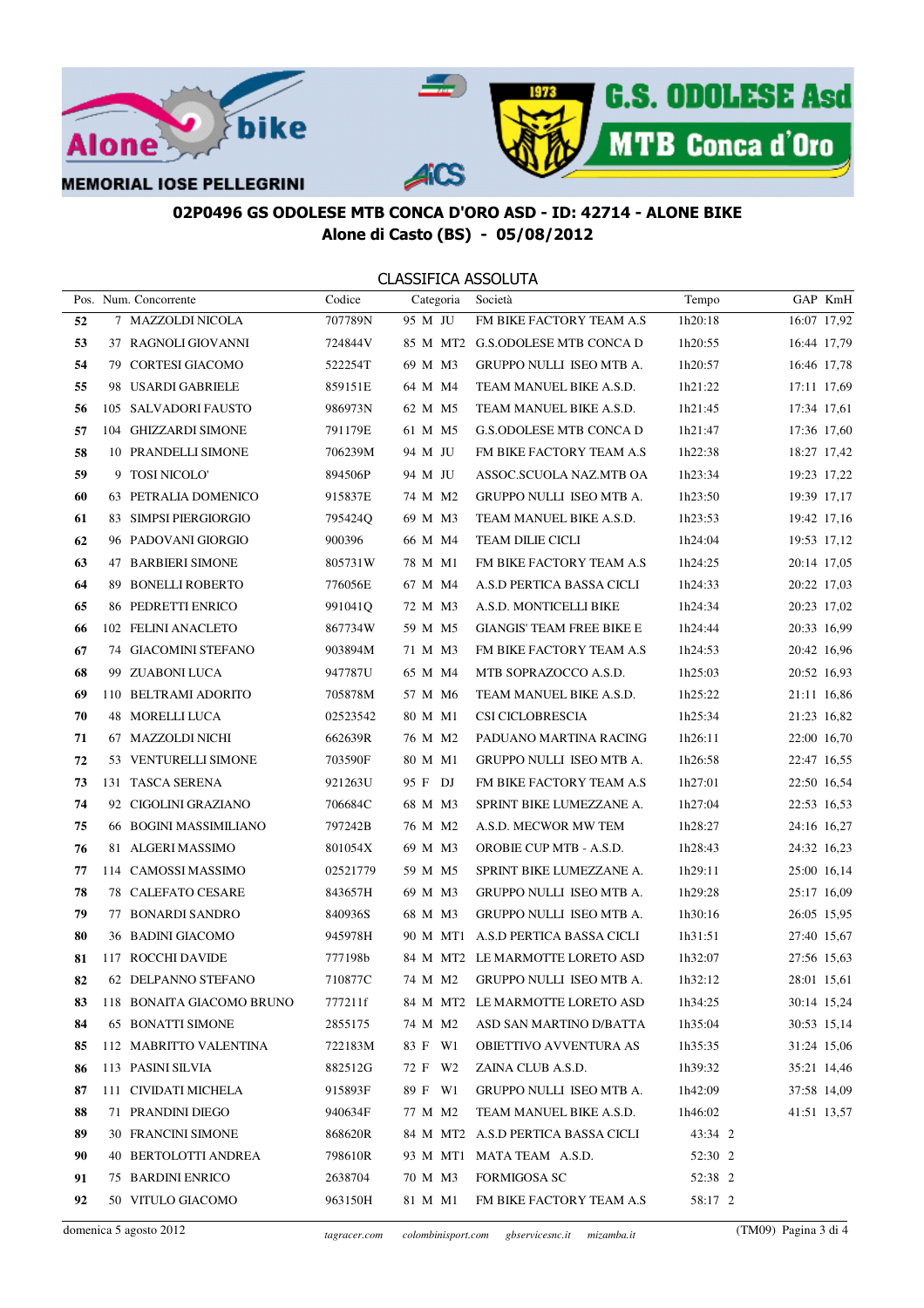MEMORIAL IOSE PELLEGRINI

## 02P0496 GS ODOLESE MTB CONCA D'ORO ASD - ID: 42714 - ALONE BIKE
## Alone di Casto (BS) - 05/08/2012

### CLASSIFICA ASSOLUTA

| Pos. | Num. | Concorrente | Codice | Categoria | | | Società | Tempo | GAP | KmH |
|---|---|---|---|---|---|---|---|---|---|---|
| 52 | 7 | MAZZOLDI NICOLA | 707789N | 95 | M | JU | FM BIKE FACTORY TEAM A.S | 1h20:18 | 16:07 | 17,92 |
| 53 | 37 | RAGNOLI GIOVANNI | 724844V | 85 | M | MT2 | G.S.ODOLESE MTB CONCA D | 1h20:55 | 16:44 | 17,79 |
| 54 | 79 | CORTESI GIACOMO | 522254T | 69 | M | M3 | GRUPPO NULLI ISEO MTB A. | 1h20:57 | 16:46 | 17,78 |
| 55 | 98 | USARDI GABRIELE | 859151E | 64 | M | M4 | TEAM MANUEL BIKE A.S.D. | 1h21:22 | 17:11 | 17,69 |
| 56 | 105 | SALVADORI FAUSTO | 986973N | 62 | M | M5 | TEAM MANUEL BIKE A.S.D. | 1h21:45 | 17:34 | 17,61 |
| 57 | 104 | GHIZZARDI SIMONE | 791179E | 61 | M | M5 | G.S.ODOLESE MTB CONCA D | 1h21:47 | 17:36 | 17,60 |
| 58 | 10 | PRANDELLI SIMONE | 706239M | 94 | M | JU | FM BIKE FACTORY TEAM A.S | 1h22:38 | 18:27 | 17,42 |
| 59 | 9 | TOSI NICOLO' | 894506P | 94 | M | JU | ASSOC.SCUOLA NAZ.MTB OA | 1h23:34 | 19:23 | 17,22 |
| 60 | 63 | PETRALIA DOMENICO | 915837E | 74 | M | M2 | GRUPPO NULLI ISEO MTB A. | 1h23:50 | 19:39 | 17,17 |
| 61 | 83 | SIMPSI PIERGIORGIO | 795424Q | 69 | M | M3 | TEAM MANUEL BIKE A.S.D. | 1h23:53 | 19:42 | 17,16 |
| 62 | 96 | PADOVANI GIORGIO | 900396 | 66 | M | M4 | TEAM DILIE CICLI | 1h24:04 | 19:53 | 17,12 |
| 63 | 47 | BARBIERI SIMONE | 805731W | 78 | M | M1 | FM BIKE FACTORY TEAM A.S | 1h24:25 | 20:14 | 17,05 |
| 64 | 89 | BONELLI ROBERTO | 776056E | 67 | M | M4 | A.S.D PERTICA BASSA CICLI | 1h24:33 | 20:22 | 17,03 |
| 65 | 86 | PEDRETTI ENRICO | 991041Q | 72 | M | M3 | A.S.D. MONTICELLI BIKE | 1h24:34 | 20:23 | 17,02 |
| 66 | 102 | FELINI ANACLETO | 867734W | 59 | M | M5 | GIANGIS' TEAM FREE BIKE E | 1h24:44 | 20:33 | 16,99 |
| 67 | 74 | GIACOMINI STEFANO | 903894M | 71 | M | M3 | FM BIKE FACTORY TEAM A.S | 1h24:53 | 20:42 | 16,96 |
| 68 | 99 | ZUABONI LUCA | 947787U | 65 | M | M4 | MTB SOPRAZOCCO A.S.D. | 1h25:03 | 20:52 | 16,93 |
| 69 | 110 | BELTRAMI ADORITO | 705878M | 57 | M | M6 | TEAM MANUEL BIKE A.S.D. | 1h25:22 | 21:11 | 16,86 |
| 70 | 48 | MORELLI LUCA | 02523542 | 80 | M | M1 | CSI CICLOBRESCIA | 1h25:34 | 21:23 | 16,82 |
| 71 | 67 | MAZZOLDI NICHI | 662639R | 76 | M | M2 | PADUANO MARTINA RACING | 1h26:11 | 22:00 | 16,70 |
| 72 | 53 | VENTURELLI SIMONE | 703590F | 80 | M | M1 | GRUPPO NULLI ISEO MTB A. | 1h26:58 | 22:47 | 16,55 |
| 73 | 131 | TASCA SERENA | 921263U | 95 | F | DJ | FM BIKE FACTORY TEAM A.S | 1h27:01 | 22:50 | 16,54 |
| 74 | 92 | CIGOLINI GRAZIANO | 706684C | 68 | M | M3 | SPRINT BIKE LUMEZZANE A. | 1h27:04 | 22:53 | 16,53 |
| 75 | 66 | BOGINI MASSIMILIANO | 797242B | 76 | M | M2 | A.S.D. MECWOR MW TEM | 1h28:27 | 24:16 | 16,27 |
| 76 | 81 | ALGERI MASSIMO | 801054X | 69 | M | M3 | OROBIE CUP MTB - A.S.D. | 1h28:43 | 24:32 | 16,23 |
| 77 | 114 | CAMOSSI MASSIMO | 02521779 | 59 | M | M5 | SPRINT BIKE LUMEZZANE A. | 1h29:11 | 25:00 | 16,14 |
| 78 | 78 | CALEFATO CESARE | 843657H | 69 | M | M3 | GRUPPO NULLI ISEO MTB A. | 1h29:28 | 25:17 | 16,09 |
| 79 | 77 | BONARDI SANDRO | 840936S | 68 | M | M3 | GRUPPO NULLI ISEO MTB A. | 1h30:16 | 26:05 | 15,95 |
| 80 | 36 | BADINI GIACOMO | 945978H | 90 | M | MT1 | A.S.D PERTICA BASSA CICLI | 1h31:51 | 27:40 | 15,67 |
| 81 | 117 | ROCCHI DAVIDE | 777198b | 84 | M | MT2 | LE MARMOTTE LORETO ASD | 1h32:07 | 27:56 | 15,63 |
| 82 | 62 | DELPANNO STEFANO | 710877C | 74 | M | M2 | GRUPPO NULLI ISEO MTB A. | 1h32:12 | 28:01 | 15,61 |
| 83 | 118 | BONAITA GIACOMO BRUNO | 777211f | 84 | M | MT2 | LE MARMOTTE LORETO ASD | 1h34:25 | 30:14 | 15,24 |
| 84 | 65 | BONATTI SIMONE | 2855175 | 74 | M | M2 | ASD SAN MARTINO D/BATTA | 1h35:04 | 30:53 | 15,14 |
| 85 | 112 | MABRITTO VALENTINA | 722183M | 83 | F | W1 | OBIETTIVO AVVENTURA AS | 1h35:35 | 31:24 | 15,06 |
| 86 | 113 | PASINI SILVIA | 882512G | 72 | F | W2 | ZAINA CLUB A.S.D. | 1h39:32 | 35:21 | 14,46 |
| 87 | 111 | CIVIDATI MICHELA | 915893F | 89 | F | W1 | GRUPPO NULLI ISEO MTB A. | 1h42:09 | 37:58 | 14,09 |
| 88 | 71 | PRANDINI DIEGO | 940634F | 77 | M | M2 | TEAM MANUEL BIKE A.S.D. | 1h46:02 | 41:51 | 13,57 |
| 89 | 30 | FRANCINI SIMONE | 868620R | 84 | M | MT2 | A.S.D PERTICA BASSA CICLI | 43:34 2 | | |
| 90 | 40 | BERTOLOTTI ANDREA | 798610R | 93 | M | MT1 | MATA TEAM A.S.D. | 52:30 2 | | |
| 91 | 75 | BARDINI ENRICO | 2638704 | 70 | M | M3 | FORMIGOSA SC | 52:38 2 | | |
| 92 | 50 | VITULO GIACOMO | 963150H | 81 | M | M1 | FM BIKE FACTORY TEAM A.S | 58:17 2 | | |

domenica 5 agosto 2012 — tagracer.com — colombinisport.com — gbservicesnc.it — mizamba.it — (TM09)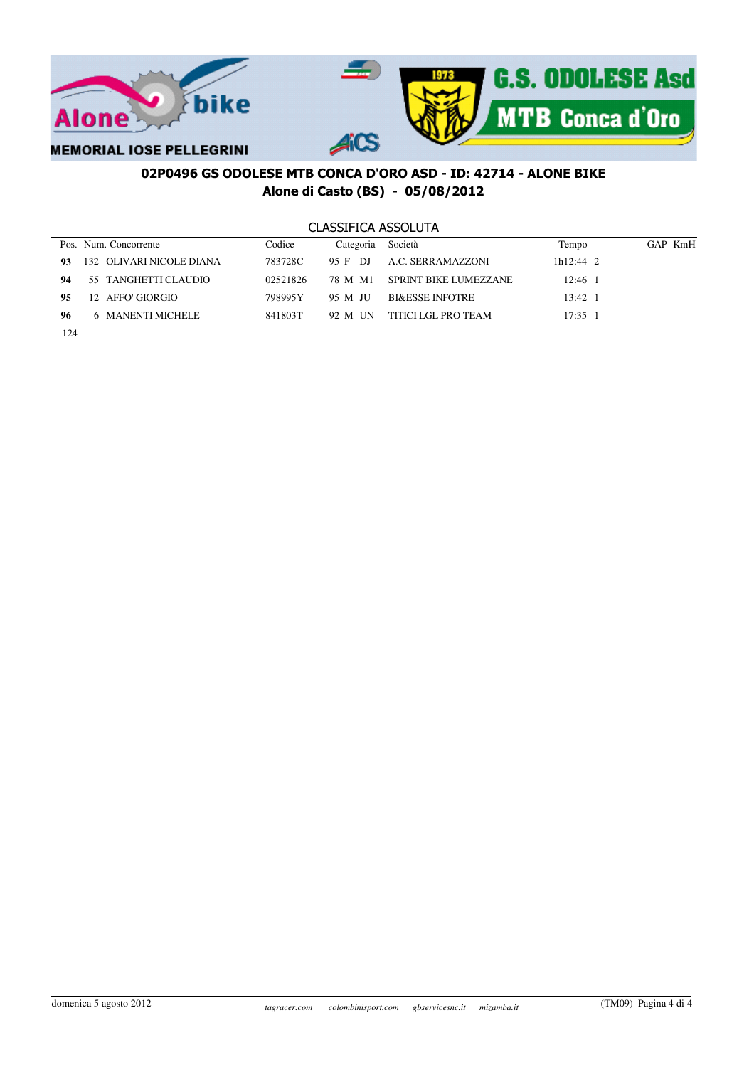**02P0496 GS ODOLESE MTB CONCA D'ORO ASD - ID: 42714 - ALONE BIKE**

**Alone di Casto (BS) - 05/08/2012**

CLASSIFICA ASSOLUTA

| Pos. | Num. | Concorrente | Codice | Categoria | Società | Tempo | GAP | KmH |
|---|---|---|---|---|---|---|---|---|
| **93** | 132 | OLIVARI NICOLE DIANA | 783728C | 95 F DJ | A.C. SERRAMAZZONI | 1h12:44 2 | | |
| **94** | 55 | TANGHETTI CLAUDIO | 02521826 | 78 M M1 | SPRINT BIKE LUMEZZANE | 12:46 1 | | |
| **95** | 12 | AFFO' GIORGIO | 798995Y | 95 M JU | BI&ESSE INFOTRE | 13:42 1 | | |
| **96** | 6 | MANENTI MICHELE | 841803T | 92 M UN | TITICI LGL PRO TEAM | 17:35 1 | | |

124

domenica 5 agosto 2012

*tagracer.com colombinisport.com gbservicesnc.it mizamba.it*

(TM09)